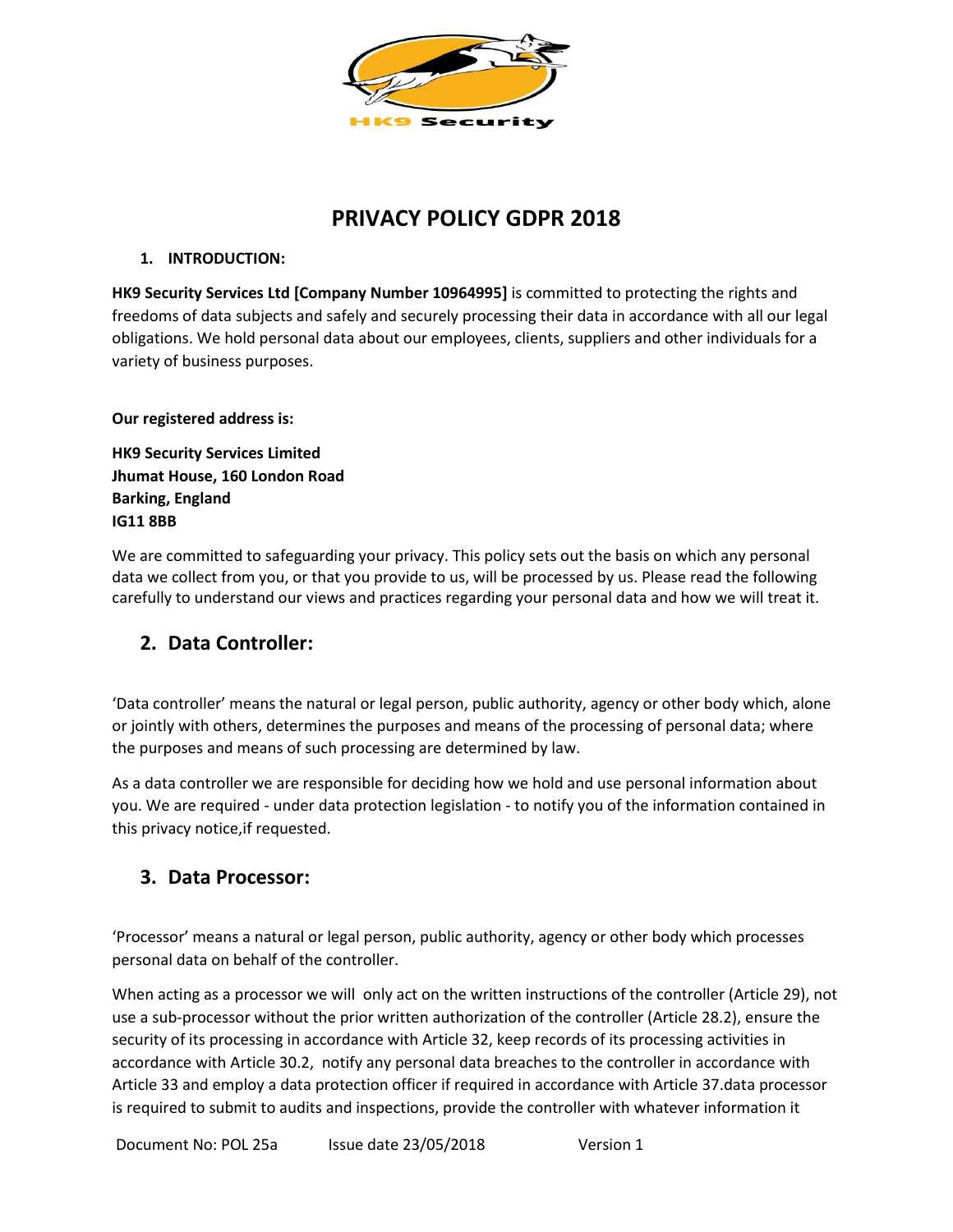# PRIVACY POLICY GDPR 2018

## 1. INTRODUCTION:

**HK9 Security Services Ltd [Company Number 10964995]** is committed to protecting the rights and freedoms of data subjects and safely and securely processing their data in accordance with all our legal obligations. We hold personal data about our employees, clients, suppliers and other individuals for a variety of business purposes.

**Our registered address is:**

**HK9 Security Services Limited**
**Jhumat House, 160 London Road**
**Barking, England**
**IG11 8BB**

We are committed to safeguarding your privacy. This policy sets out the basis on which any personal data we collect from you, or that you provide to us, will be processed by us. Please read the following carefully to understand our views and practices regarding your personal data and how we will treat it.

## 2. Data Controller:

'Data controller' means the natural or legal person, public authority, agency or other body which, alone or jointly with others, determines the purposes and means of the processing of personal data; where the purposes and means of such processing are determined by law.

As a data controller we are responsible for deciding how we hold and use personal information about you. We are required - under data protection legislation - to notify you of the information contained in this privacy notice,if requested.

## 3. Data Processor:

'Processor' means a natural or legal person, public authority, agency or other body which processes personal data on behalf of the controller.

When acting as a processor we will only act on the written instructions of the controller (Article 29), not use a sub-processor without the prior written authorization of the controller (Article 28.2), ensure the security of its processing in accordance with Article 32, keep records of its processing activities in accordance with Article 30.2, notify any personal data breaches to the controller in accordance with Article 33 and employ a data protection officer if required in accordance with Article 37.data processor is required to submit to audits and inspections, provide the controller with whatever information it

Document No: POL 25a Issue date 23/05/2018 Version 1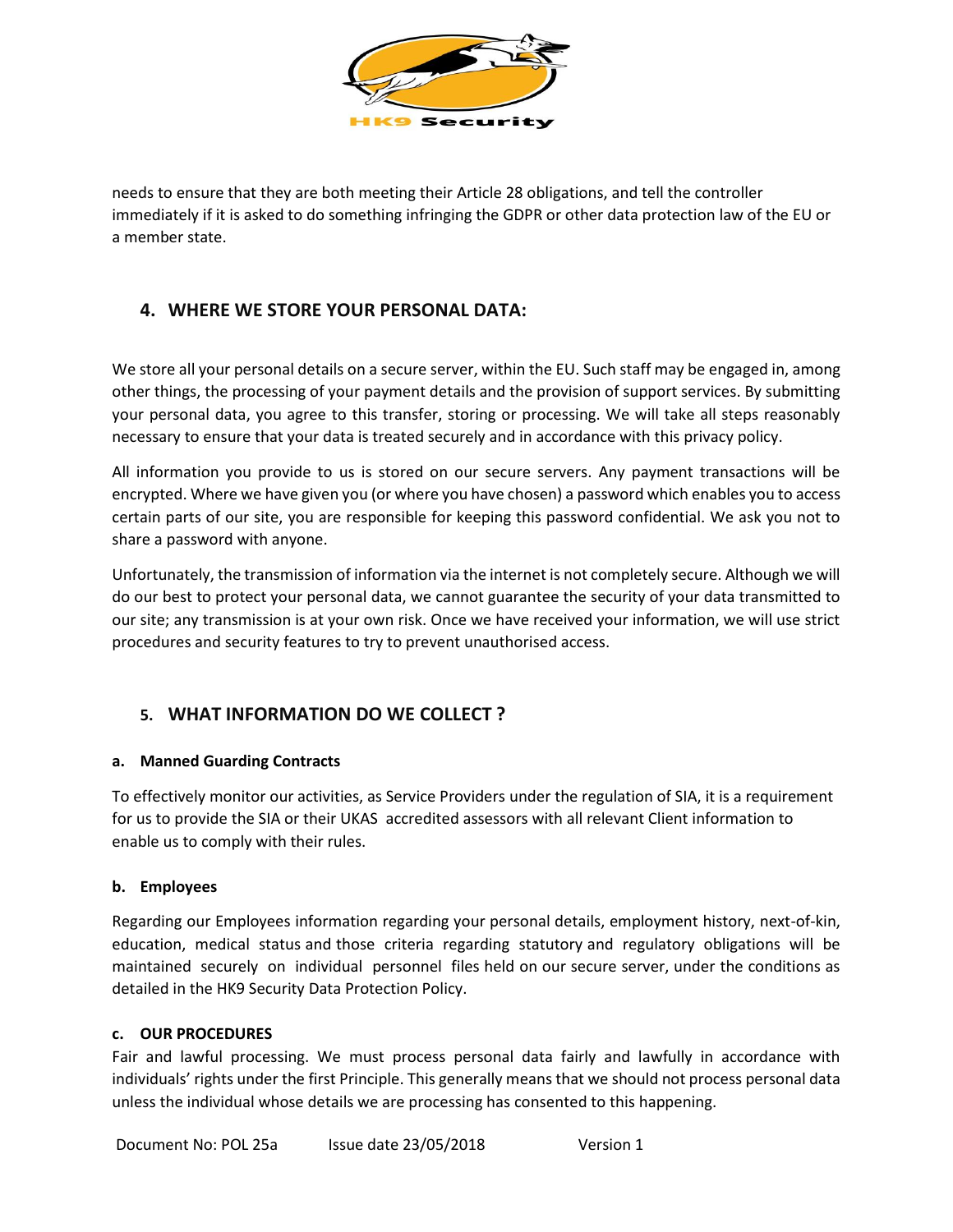needs to ensure that they are both meeting their Article 28 obligations, and tell the controller immediately if it is asked to do something infringing the GDPR or other data protection law of the EU or a member state.

## 4. WHERE WE STORE YOUR PERSONAL DATA:

We store all your personal details on a secure server, within the EU. Such staff may be engaged in, among other things, the processing of your payment details and the provision of support services. By submitting your personal data, you agree to this transfer, storing or processing. We will take all steps reasonably necessary to ensure that your data is treated securely and in accordance with this privacy policy.

All information you provide to us is stored on our secure servers. Any payment transactions will be encrypted. Where we have given you (or where you have chosen) a password which enables you to access certain parts of our site, you are responsible for keeping this password confidential. We ask you not to share a password with anyone.

Unfortunately, the transmission of information via the internet is not completely secure. Although we will do our best to protect your personal data, we cannot guarantee the security of your data transmitted to our site; any transmission is at your own risk. Once we have received your information, we will use strict procedures and security features to try to prevent unauthorised access.

## 5. WHAT INFORMATION DO WE COLLECT ?

### a. Manned Guarding Contracts

To effectively monitor our activities, as Service Providers under the regulation of SIA, it is a requirement for us to provide the SIA or their UKAS accredited assessors with all relevant Client information to enable us to comply with their rules.

### b. Employees

Regarding our Employees information regarding your personal details, employment history, next-of-kin, education, medical status and those criteria regarding statutory and regulatory obligations will be maintained securely on individual personnel files held on our secure server, under the conditions as detailed in the HK9 Security Data Protection Policy.

### c. OUR PROCEDURES

Fair and lawful processing. We must process personal data fairly and lawfully in accordance with individuals' rights under the first Principle. This generally means that we should not process personal data unless the individual whose details we are processing has consented to this happening.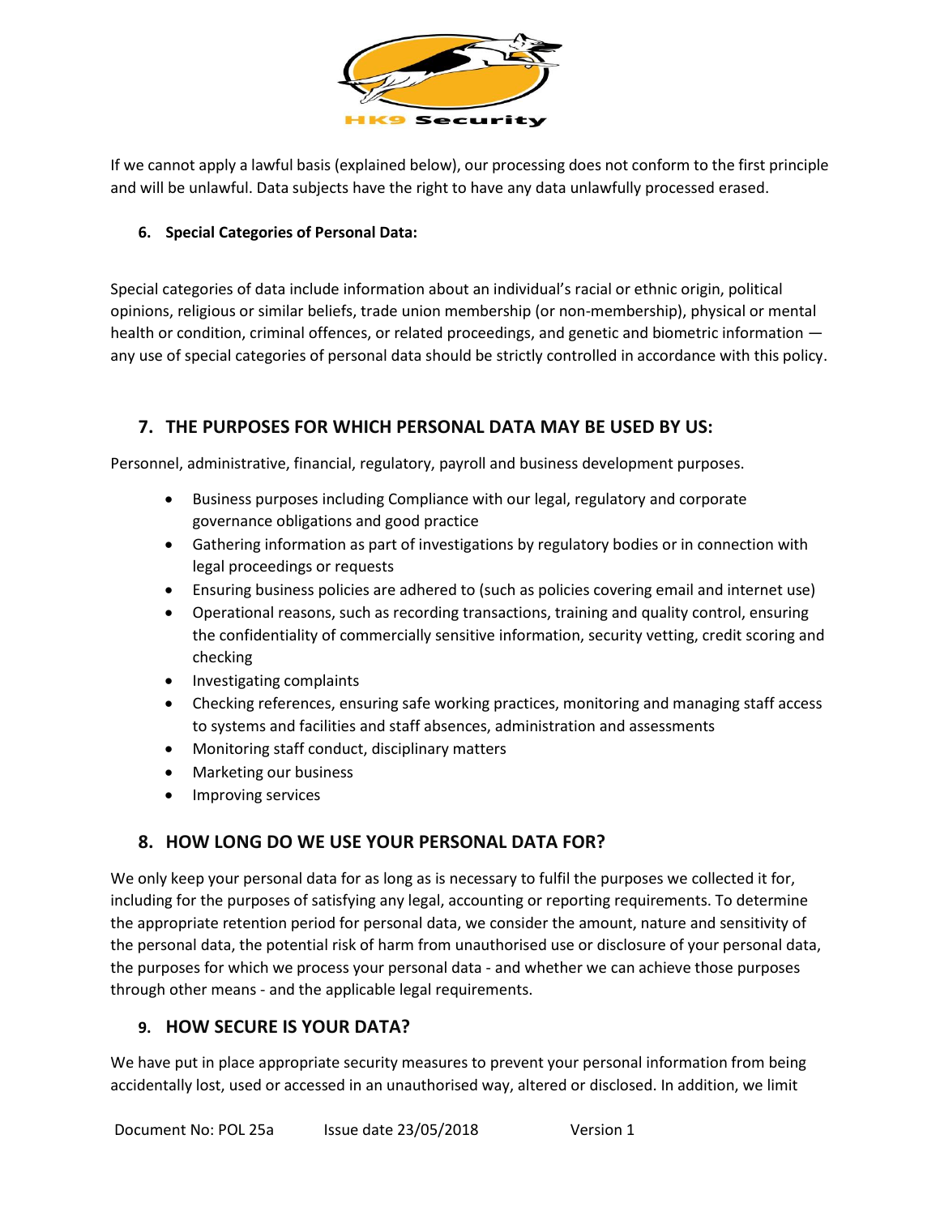If we cannot apply a lawful basis (explained below), our processing does not conform to the first principle and will be unlawful. Data subjects have the right to have any data unlawfully processed erased.

### 6. Special Categories of Personal Data:

Special categories of data include information about an individual's racial or ethnic origin, political opinions, religious or similar beliefs, trade union membership (or non-membership), physical or mental health or condition, criminal offences, or related proceedings, and genetic and biometric information — any use of special categories of personal data should be strictly controlled in accordance with this policy.

## 7. THE PURPOSES FOR WHICH PERSONAL DATA MAY BE USED BY US:

Personnel, administrative, financial, regulatory, payroll and business development purposes.

- Business purposes including Compliance with our legal, regulatory and corporate governance obligations and good practice
- Gathering information as part of investigations by regulatory bodies or in connection with legal proceedings or requests
- Ensuring business policies are adhered to (such as policies covering email and internet use)
- Operational reasons, such as recording transactions, training and quality control, ensuring the confidentiality of commercially sensitive information, security vetting, credit scoring and checking
- Investigating complaints
- Checking references, ensuring safe working practices, monitoring and managing staff access to systems and facilities and staff absences, administration and assessments
- Monitoring staff conduct, disciplinary matters
- Marketing our business
- Improving services

## 8. HOW LONG DO WE USE YOUR PERSONAL DATA FOR?

We only keep your personal data for as long as is necessary to fulfil the purposes we collected it for, including for the purposes of satisfying any legal, accounting or reporting requirements. To determine the appropriate retention period for personal data, we consider the amount, nature and sensitivity of the personal data, the potential risk of harm from unauthorised use or disclosure of your personal data, the purposes for which we process your personal data - and whether we can achieve those purposes through other means - and the applicable legal requirements.

## 9. HOW SECURE IS YOUR DATA?

We have put in place appropriate security measures to prevent your personal information from being accidentally lost, used or accessed in an unauthorised way, altered or disclosed. In addition, we limit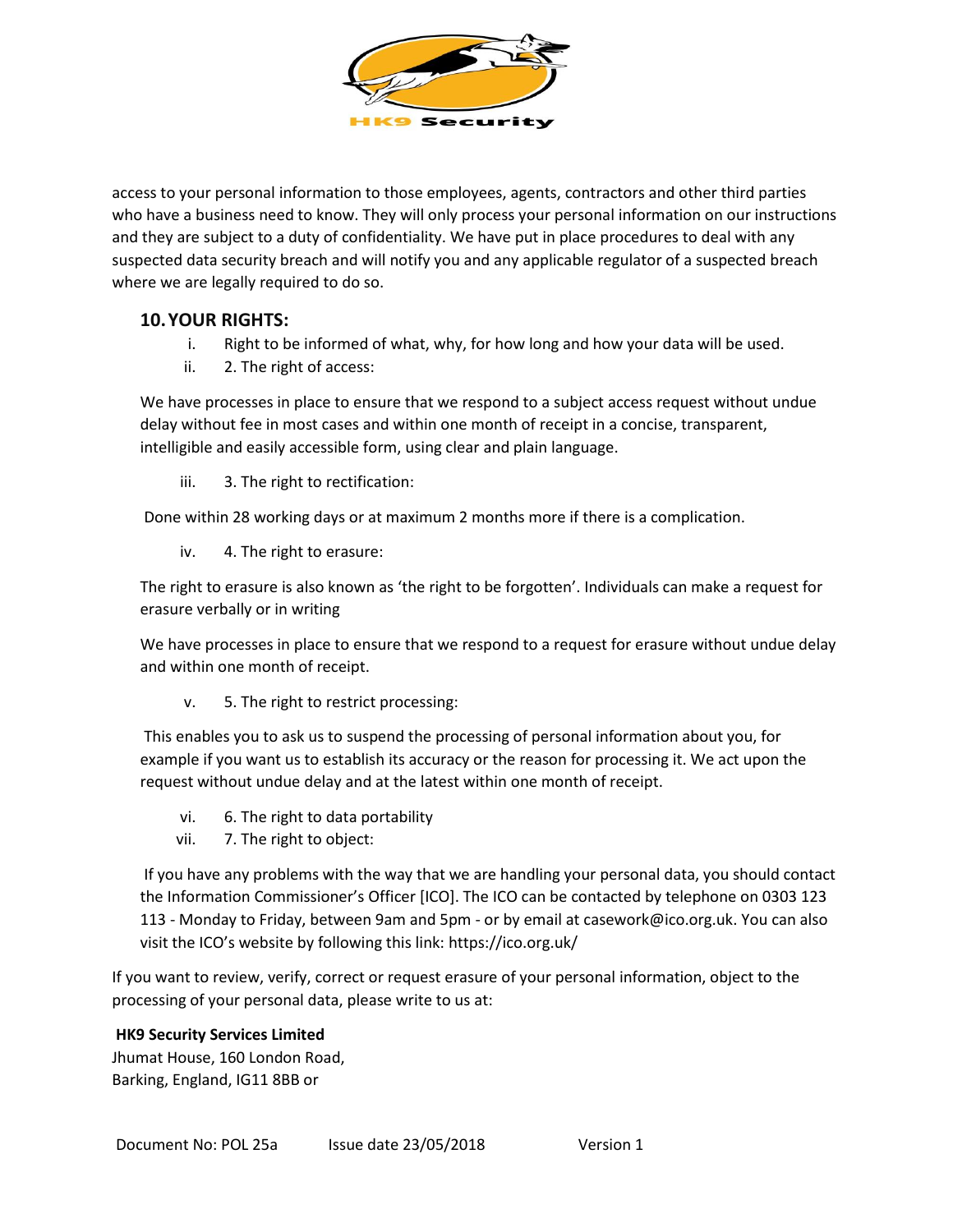access to your personal information to those employees, agents, contractors and other third parties who have a business need to know. They will only process your personal information on our instructions and they are subject to a duty of confidentiality. We have put in place procedures to deal with any suspected data security breach and will notify you and any applicable regulator of a suspected breach where we are legally required to do so.

## 10. YOUR RIGHTS:

i. Right to be informed of what, why, for how long and how your data will be used.

ii. 2. The right of access:

We have processes in place to ensure that we respond to a subject access request without undue delay without fee in most cases and within one month of receipt in a concise, transparent, intelligible and easily accessible form, using clear and plain language.

iii. 3. The right to rectification:

Done within 28 working days or at maximum 2 months more if there is a complication.

iv. 4. The right to erasure:

The right to erasure is also known as 'the right to be forgotten'. Individuals can make a request for erasure verbally or in writing

We have processes in place to ensure that we respond to a request for erasure without undue delay and within one month of receipt.

v. 5. The right to restrict processing:

This enables you to ask us to suspend the processing of personal information about you, for example if you want us to establish its accuracy or the reason for processing it. We act upon the request without undue delay and at the latest within one month of receipt.

vi. 6. The right to data portability

vii. 7. The right to object:

If you have any problems with the way that we are handling your personal data, you should contact the Information Commissioner's Officer [ICO]. The ICO can be contacted by telephone on 0303 123 113 - Monday to Friday, between 9am and 5pm - or by email at casework@ico.org.uk. You can also visit the ICO's website by following this link: https://ico.org.uk/

If you want to review, verify, correct or request erasure of your personal information, object to the processing of your personal data, please write to us at:

**HK9 Security Services Limited**
Jhumat House, 160 London Road,
Barking, England, IG11 8BB or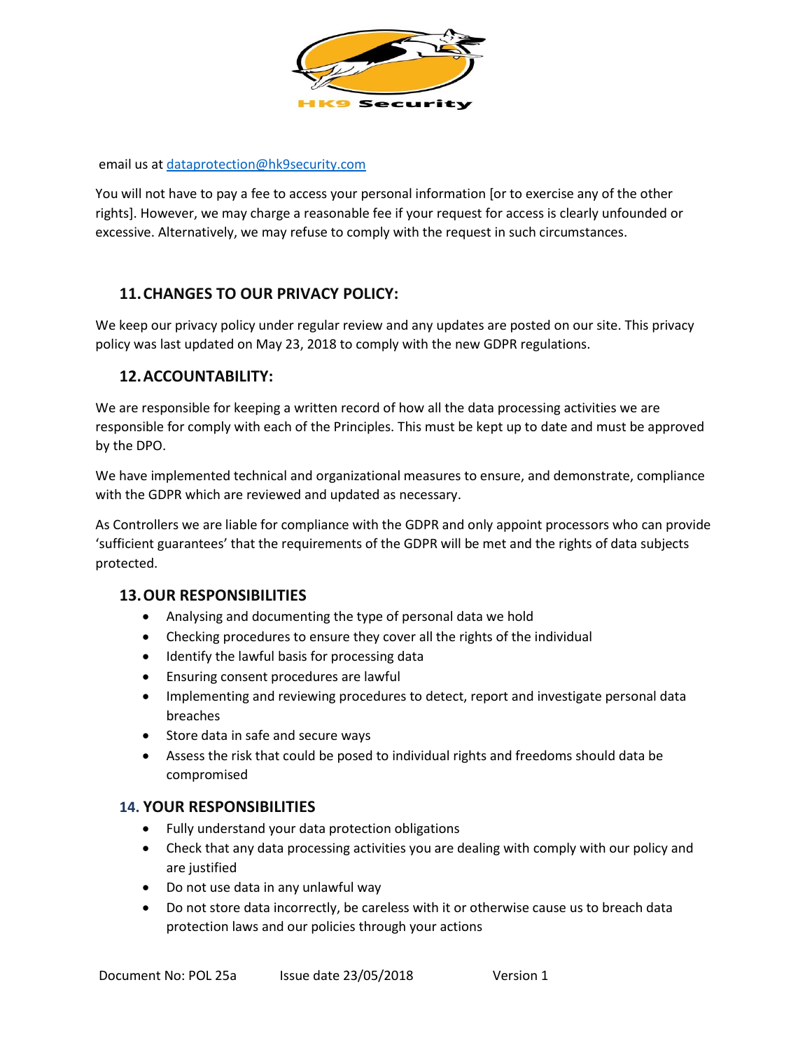email us at dataprotection@hk9security.com

You will not have to pay a fee to access your personal information [or to exercise any of the other rights]. However, we may charge a reasonable fee if your request for access is clearly unfounded or excessive. Alternatively, we may refuse to comply with the request in such circumstances.

## 11. CHANGES TO OUR PRIVACY POLICY:

We keep our privacy policy under regular review and any updates are posted on our site. This privacy policy was last updated on May 23, 2018 to comply with the new GDPR regulations.

## 12. ACCOUNTABILITY:

We are responsible for keeping a written record of how all the data processing activities we are responsible for comply with each of the Principles. This must be kept up to date and must be approved by the DPO.

We have implemented technical and organizational measures to ensure, and demonstrate, compliance with the GDPR which are reviewed and updated as necessary.

As Controllers we are liable for compliance with the GDPR and only appoint processors who can provide 'sufficient guarantees' that the requirements of the GDPR will be met and the rights of data subjects protected.

## 13. OUR RESPONSIBILITIES

- Analysing and documenting the type of personal data we hold
- Checking procedures to ensure they cover all the rights of the individual
- Identify the lawful basis for processing data
- Ensuring consent procedures are lawful
- Implementing and reviewing procedures to detect, report and investigate personal data breaches
- Store data in safe and secure ways
- Assess the risk that could be posed to individual rights and freedoms should data be compromised

## 14. YOUR RESPONSIBILITIES

- Fully understand your data protection obligations
- Check that any data processing activities you are dealing with comply with our policy and are justified
- Do not use data in any unlawful way
- Do not store data incorrectly, be careless with it or otherwise cause us to breach data protection laws and our policies through your actions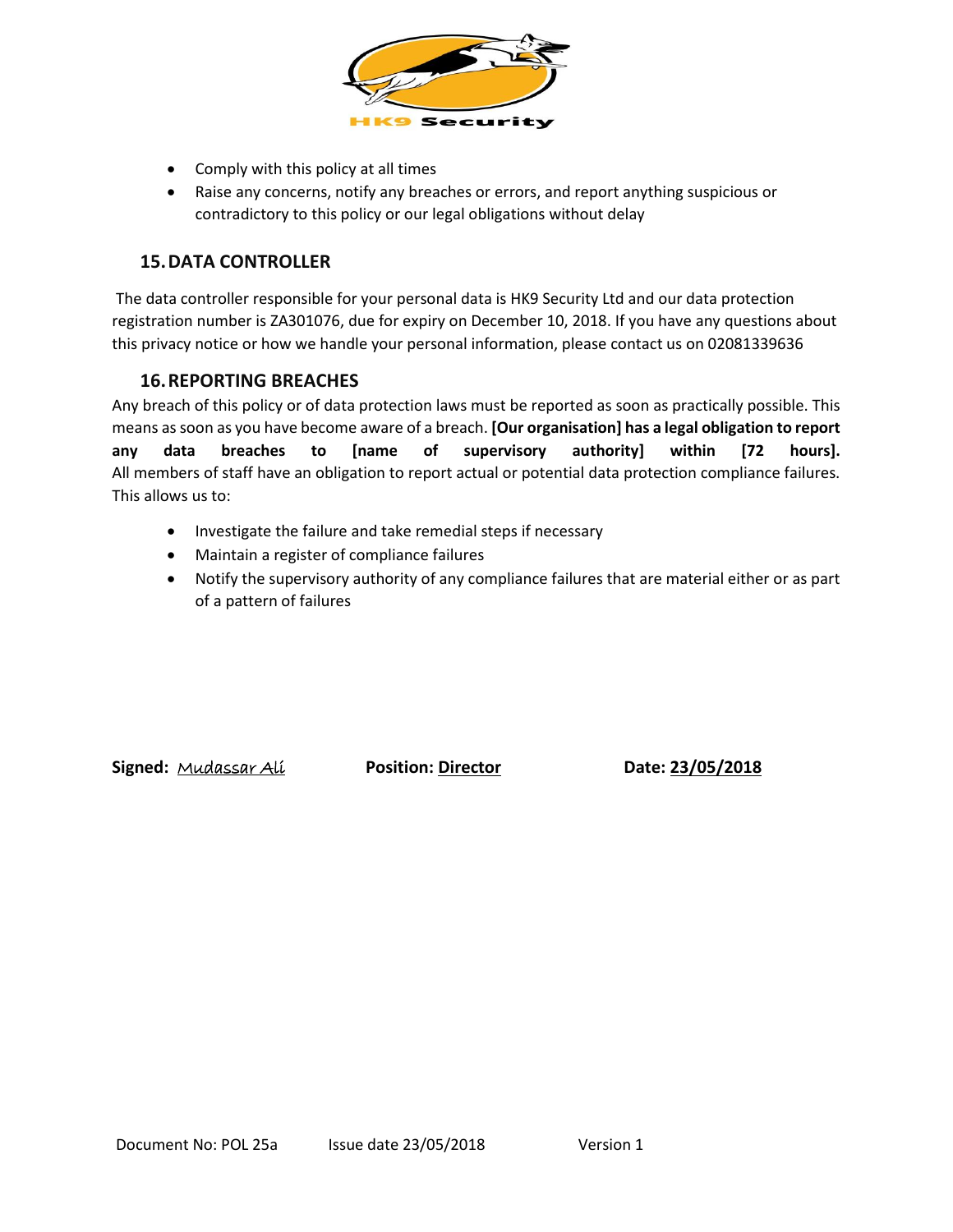- Comply with this policy at all times
- Raise any concerns, notify any breaches or errors, and report anything suspicious or contradictory to this policy or our legal obligations without delay

## 15. DATA CONTROLLER

The data controller responsible for your personal data is HK9 Security Ltd and our data protection registration number is ZA301076, due for expiry on December 10, 2018. If you have any questions about this privacy notice or how we handle your personal information, please contact us on 02081339636

## 16. REPORTING BREACHES

Any breach of this policy or of data protection laws must be reported as soon as practically possible. This means as soon as you have become aware of a breach. **[Our organisation] has a legal obligation to report any data breaches to [name of supervisory authority] within [72 hours].** All members of staff have an obligation to report actual or potential data protection compliance failures. This allows us to:

- Investigate the failure and take remedial steps if necessary
- Maintain a register of compliance failures
- Notify the supervisory authority of any compliance failures that are material either or as part of a pattern of failures

**Signed:** Mudassar Ali **Position:** Director **Date:** 23/05/2018

Document No: POL 25a Issue date 23/05/2018 Version 1